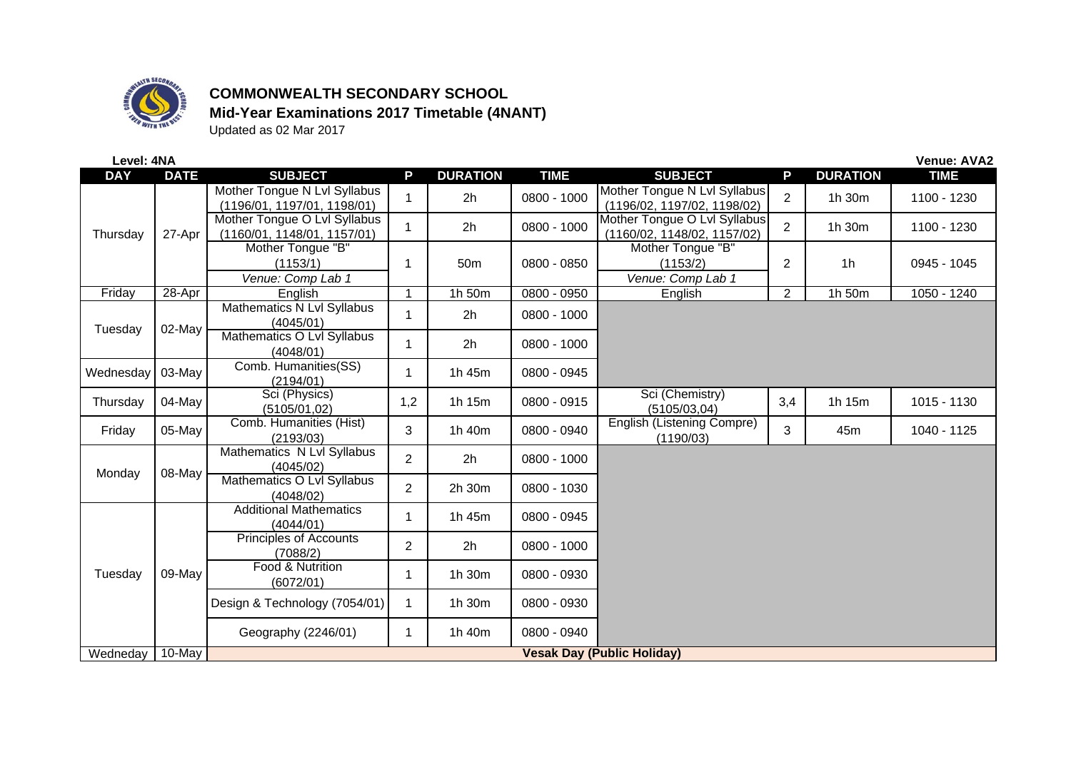**COMMONWEALTH SECONDARY SCHOOL**

**Mid-Year Examinations 2017 Timetable (4NANT)**

Updated as 02 Mar 2017

**Level: 4NA** | **Venue: AVA2**

| DAY | DATE | SUBJECT | P | DURATION | TIME | SUBJECT | P | DURATION | TIME |
|---|---|---|---|---|---|---|---|---|---|
| Thursday | 27-Apr | Mother Tongue N Lvl Syllabus (1196/01, 1197/01, 1198/01) | 1 | 2h | 0800 - 1000 | Mother Tongue N Lvl Syllabus (1196/02, 1197/02, 1198/02) | 2 | 1h 30m | 1100 - 1230 |
| | | Mother Tongue O Lvl Syllabus (1160/01, 1148/01, 1157/01) | 1 | 2h | 0800 - 1000 | Mother Tongue O Lvl Syllabus (1160/02, 1148/02, 1157/02) | 2 | 1h 30m | 1100 - 1230 |
| | | Mother Tongue "B" (1153/1) *Venue: Comp Lab 1* | 1 | 50m | 0800 - 0850 | Mother Tongue "B" (1153/2) *Venue: Comp Lab 1* | 2 | 1h | 0945 - 1045 |
| Friday | 28-Apr | English | 1 | 1h 50m | 0800 - 0950 | English | 2 | 1h 50m | 1050 - 1240 |
| Tuesday | 02-May | Mathematics N Lvl Syllabus (4045/01) | 1 | 2h | 0800 - 1000 | | | | |
| | | Mathematics O Lvl Syllabus (4048/01) | 1 | 2h | 0800 - 1000 | | | | |
| Wednesday | 03-May | Comb. Humanities(SS) (2194/01) | 1 | 1h 45m | 0800 - 0945 | | | | |
| Thursday | 04-May | Sci (Physics) (5105/01,02) | 1,2 | 1h 15m | 0800 - 0915 | Sci (Chemistry) (5105/03,04) | 3,4 | 1h 15m | 1015 - 1130 |
| Friday | 05-May | Comb. Humanities (Hist) (2193/03) | 3 | 1h 40m | 0800 - 0940 | English (Listening Compre) (1190/03) | 3 | 45m | 1040 - 1125 |
| Monday | 08-May | Mathematics N Lvl Syllabus (4045/02) | 2 | 2h | 0800 - 1000 | | | | |
| | | Mathematics O Lvl Syllabus (4048/02) | 2 | 2h 30m | 0800 - 1030 | | | | |
| Tuesday | 09-May | Additional Mathematics (4044/01) | 1 | 1h 45m | 0800 - 0945 | | | | |
| | | Principles of Accounts (7088/2) | 2 | 2h | 0800 - 1000 | | | | |
| | | Food & Nutrition (6072/01) | 1 | 1h 30m | 0800 - 0930 | | | | |
| | | Design & Technology (7054/01) | 1 | 1h 30m | 0800 - 0930 | | | | |
| | | Geography (2246/01) | 1 | 1h 40m | 0800 - 0940 | | | | |
| Wedneday | 10-May | **Vesak Day (Public Holiday)** | | | | | | | |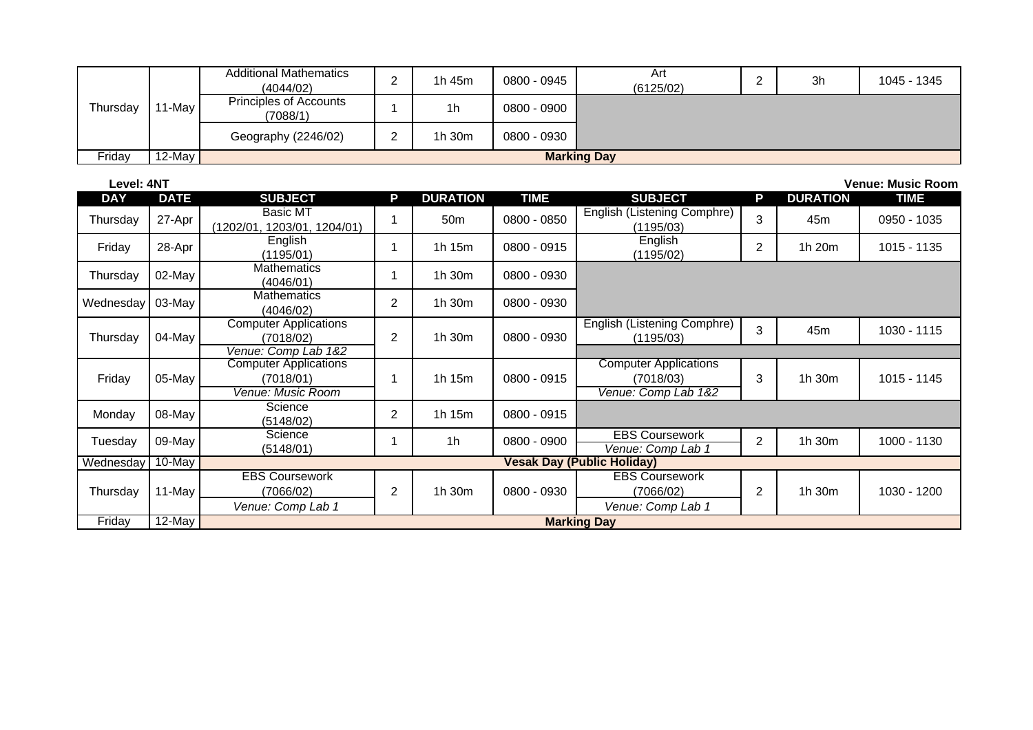| DAY | DATE | SUBJECT | P | DURATION | TIME | SUBJECT | P | DURATION | TIME |
|---|---|---|---|---|---|---|---|---|---|
| Thursday | 11-May | Additional Mathematics (4044/02) | 2 | 1h 45m | 0800 - 0945 | Art (6125/02) | 2 | 3h | 1045 - 1345 |
| | | Principles of Accounts (7088/1) | 1 | 1h | 0800 - 0900 | | | | |
| | | Geography (2246/02) | 2 | 1h 30m | 0800 - 0930 | | | | |
| Friday | 12-May | Marking Day | | | | | | | |

**Level: 4NT**

**Venue: Music Room**

| DAY | DATE | SUBJECT | P | DURATION | TIME | SUBJECT | P | DURATION | TIME |
|---|---|---|---|---|---|---|---|---|---|
| Thursday | 27-Apr | Basic MT (1202/01, 1203/01, 1204/01) | 1 | 50m | 0800 - 0850 | English (Listening Comphre) (1195/03) | 3 | 45m | 0950 - 1035 |
| Friday | 28-Apr | English (1195/01) | 1 | 1h 15m | 0800 - 0915 | English (1195/02) | 2 | 1h 20m | 1015 - 1135 |
| Thursday | 02-May | Mathematics (4046/01) | 1 | 1h 30m | 0800 - 0930 | | | | |
| Wednesday | 03-May | Mathematics (4046/02) | 2 | 1h 30m | 0800 - 0930 | | | | |
| Thursday | 04-May | Computer Applications (7018/02) *Venue: Comp Lab 1&2* | 2 | 1h 30m | 0800 - 0930 | English (Listening Comphre) (1195/03) | 3 | 45m | 1030 - 1115 |
| Friday | 05-May | Computer Applications (7018/01) *Venue: Music Room* | 1 | 1h 15m | 0800 - 0915 | Computer Applications (7018/03) *Venue: Comp Lab 1&2* | 3 | 1h 30m | 1015 - 1145 |
| Monday | 08-May | Science (5148/02) | 2 | 1h 15m | 0800 - 0915 | | | | |
| Tuesday | 09-May | Science (5148/01) | 1 | 1h | 0800 - 0900 | EBS Coursework *Venue: Comp Lab 1* | 2 | 1h 30m | 1000 - 1130 |
| Wednesday | 10-May | Vesak Day (Public Holiday) | | | | | | | |
| Thursday | 11-May | EBS Coursework (7066/02) *Venue: Comp Lab 1* | 2 | 1h 30m | 0800 - 0930 | EBS Coursework (7066/02) *Venue: Comp Lab 1* | 2 | 1h 30m | 1030 - 1200 |
| Friday | 12-May | Marking Day | | | | | | | |